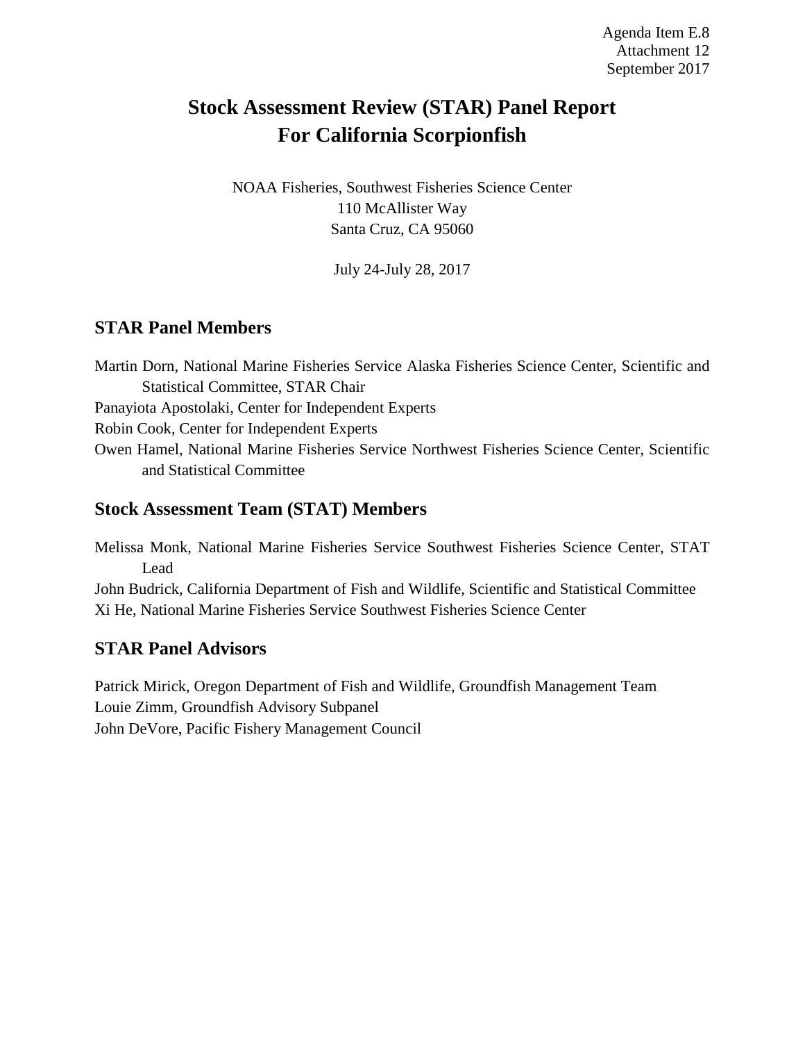Agenda Item E.8
Attachment 12
September 2017

# Stock Assessment Review (STAR) Panel Report For California Scorpionfish

NOAA Fisheries, Southwest Fisheries Science Center
110 McAllister Way
Santa Cruz, CA 95060

July 24-July 28, 2017

## STAR Panel Members

Martin Dorn, National Marine Fisheries Service Alaska Fisheries Science Center, Scientific and Statistical Committee, STAR Chair
Panayiota Apostolaki, Center for Independent Experts
Robin Cook, Center for Independent Experts
Owen Hamel, National Marine Fisheries Service Northwest Fisheries Science Center, Scientific and Statistical Committee

## Stock Assessment Team (STAT) Members

Melissa Monk, National Marine Fisheries Service Southwest Fisheries Science Center, STAT Lead
John Budrick, California Department of Fish and Wildlife, Scientific and Statistical Committee
Xi He, National Marine Fisheries Service Southwest Fisheries Science Center

## STAR Panel Advisors

Patrick Mirick, Oregon Department of Fish and Wildlife, Groundfish Management Team
Louie Zimm, Groundfish Advisory Subpanel
John DeVore, Pacific Fishery Management Council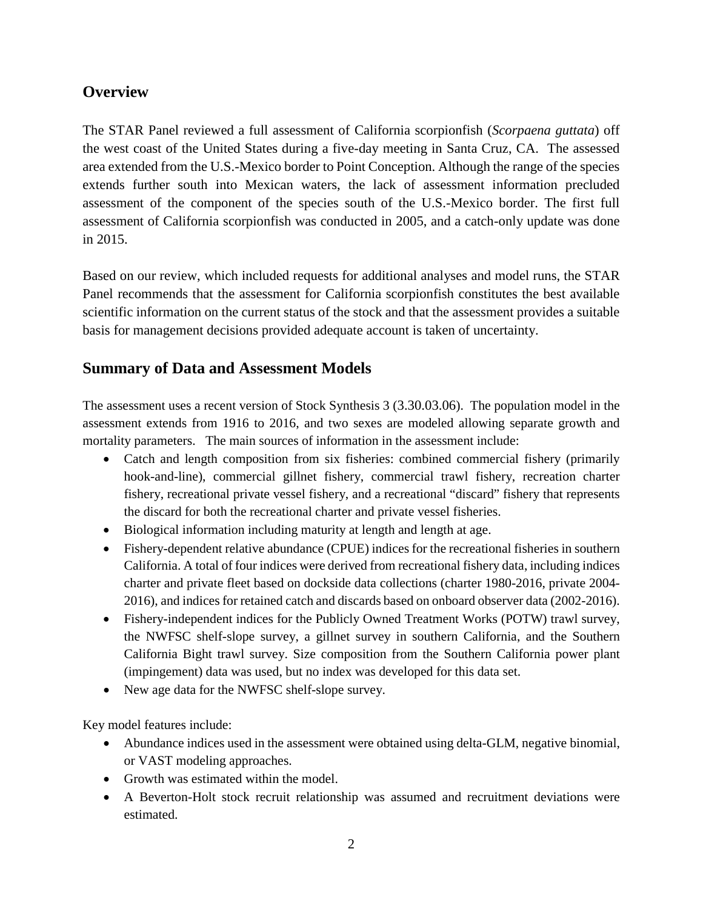## Overview

The STAR Panel reviewed a full assessment of California scorpionfish (*Scorpaena guttata*) off the west coast of the United States during a five-day meeting in Santa Cruz, CA. The assessed area extended from the U.S.-Mexico border to Point Conception. Although the range of the species extends further south into Mexican waters, the lack of assessment information precluded assessment of the component of the species south of the U.S.-Mexico border. The first full assessment of California scorpionfish was conducted in 2005, and a catch-only update was done in 2015.

Based on our review, which included requests for additional analyses and model runs, the STAR Panel recommends that the assessment for California scorpionfish constitutes the best available scientific information on the current status of the stock and that the assessment provides a suitable basis for management decisions provided adequate account is taken of uncertainty.

## Summary of Data and Assessment Models

The assessment uses a recent version of Stock Synthesis 3 (3.30.03.06). The population model in the assessment extends from 1916 to 2016, and two sexes are modeled allowing separate growth and mortality parameters. The main sources of information in the assessment include:

- Catch and length composition from six fisheries: combined commercial fishery (primarily hook-and-line), commercial gillnet fishery, commercial trawl fishery, recreation charter fishery, recreational private vessel fishery, and a recreational "discard" fishery that represents the discard for both the recreational charter and private vessel fisheries.
- Biological information including maturity at length and length at age.
- Fishery-dependent relative abundance (CPUE) indices for the recreational fisheries in southern California. A total of four indices were derived from recreational fishery data, including indices charter and private fleet based on dockside data collections (charter 1980-2016, private 2004-2016), and indices for retained catch and discards based on onboard observer data (2002-2016).
- Fishery-independent indices for the Publicly Owned Treatment Works (POTW) trawl survey, the NWFSC shelf-slope survey, a gillnet survey in southern California, and the Southern California Bight trawl survey. Size composition from the Southern California power plant (impingement) data was used, but no index was developed for this data set.
- New age data for the NWFSC shelf-slope survey.

Key model features include:

- Abundance indices used in the assessment were obtained using delta-GLM, negative binomial, or VAST modeling approaches.
- Growth was estimated within the model.
- A Beverton-Holt stock recruit relationship was assumed and recruitment deviations were estimated.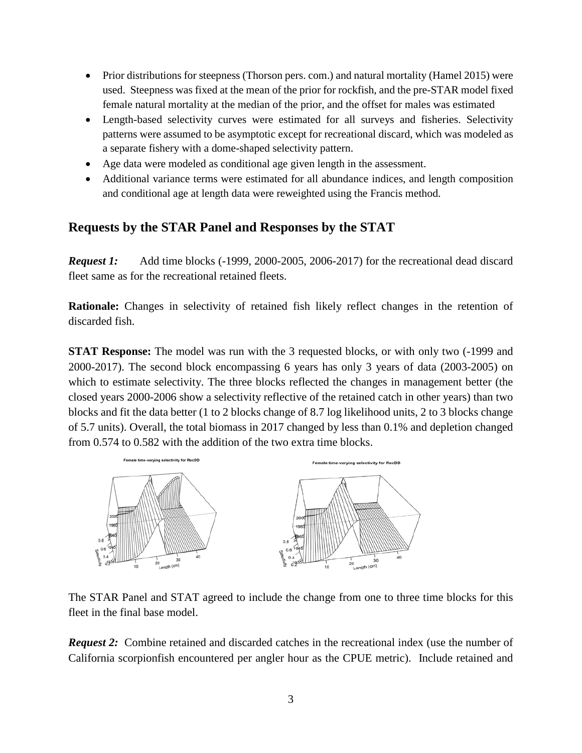- Prior distributions for steepness (Thorson pers. com.) and natural mortality (Hamel 2015) were used. Steepness was fixed at the mean of the prior for rockfish, and the pre-STAR model fixed female natural mortality at the median of the prior, and the offset for males was estimated
- Length-based selectivity curves were estimated for all surveys and fisheries. Selectivity patterns were assumed to be asymptotic except for recreational discard, which was modeled as a separate fishery with a dome-shaped selectivity pattern.
- Age data were modeled as conditional age given length in the assessment.
- Additional variance terms were estimated for all abundance indices, and length composition and conditional age at length data were reweighted using the Francis method.

## Requests by the STAR Panel and Responses by the STAT

***Request 1:*** Add time blocks (-1999, 2000-2005, 2006-2017) for the recreational dead discard fleet same as for the recreational retained fleets.

**Rationale:** Changes in selectivity of retained fish likely reflect changes in the retention of discarded fish.

**STAT Response:** The model was run with the 3 requested blocks, or with only two (-1999 and 2000-2017). The second block encompassing 6 years has only 3 years of data (2003-2005) on which to estimate selectivity. The three blocks reflected the changes in management better (the closed years 2000-2006 show a selectivity reflective of the retained catch in other years) than two blocks and fit the data better (1 to 2 blocks change of 8.7 log likelihood units, 2 to 3 blocks change of 5.7 units). Overall, the total biomass in 2017 changed by less than 0.1% and depletion changed from 0.574 to 0.582 with the addition of the two extra time blocks.

The STAR Panel and STAT agreed to include the change from one to three time blocks for this fleet in the final base model.

***Request 2:*** Combine retained and discarded catches in the recreational index (use the number of California scorpionfish encountered per angler hour as the CPUE metric). Include retained and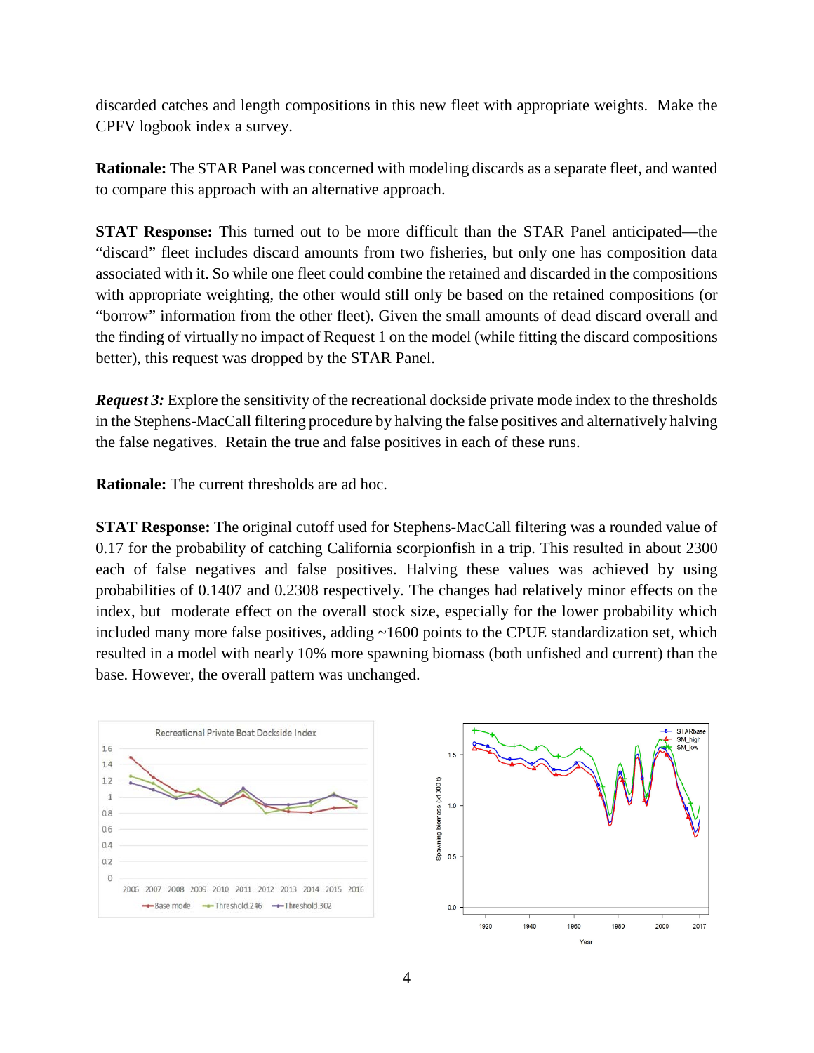discarded catches and length compositions in this new fleet with appropriate weights. Make the CPFV logbook index a survey.

**Rationale:** The STAR Panel was concerned with modeling discards as a separate fleet, and wanted to compare this approach with an alternative approach.

**STAT Response:** This turned out to be more difficult than the STAR Panel anticipated—the "discard" fleet includes discard amounts from two fisheries, but only one has composition data associated with it. So while one fleet could combine the retained and discarded in the compositions with appropriate weighting, the other would still only be based on the retained compositions (or "borrow" information from the other fleet). Given the small amounts of dead discard overall and the finding of virtually no impact of Request 1 on the model (while fitting the discard compositions better), this request was dropped by the STAR Panel.

***Request 3:*** Explore the sensitivity of the recreational dockside private mode index to the thresholds in the Stephens-MacCall filtering procedure by halving the false positives and alternatively halving the false negatives. Retain the true and false positives in each of these runs.

**Rationale:** The current thresholds are ad hoc.

**STAT Response:** The original cutoff used for Stephens-MacCall filtering was a rounded value of 0.17 for the probability of catching California scorpionfish in a trip. This resulted in about 2300 each of false negatives and false positives. Halving these values was achieved by using probabilities of 0.1407 and 0.2308 respectively. The changes had relatively minor effects on the index, but moderate effect on the overall stock size, especially for the lower probability which included many more false positives, adding ~1600 points to the CPUE standardization set, which resulted in a model with nearly 10% more spawning biomass (both unfished and current) than the base. However, the overall pattern was unchanged.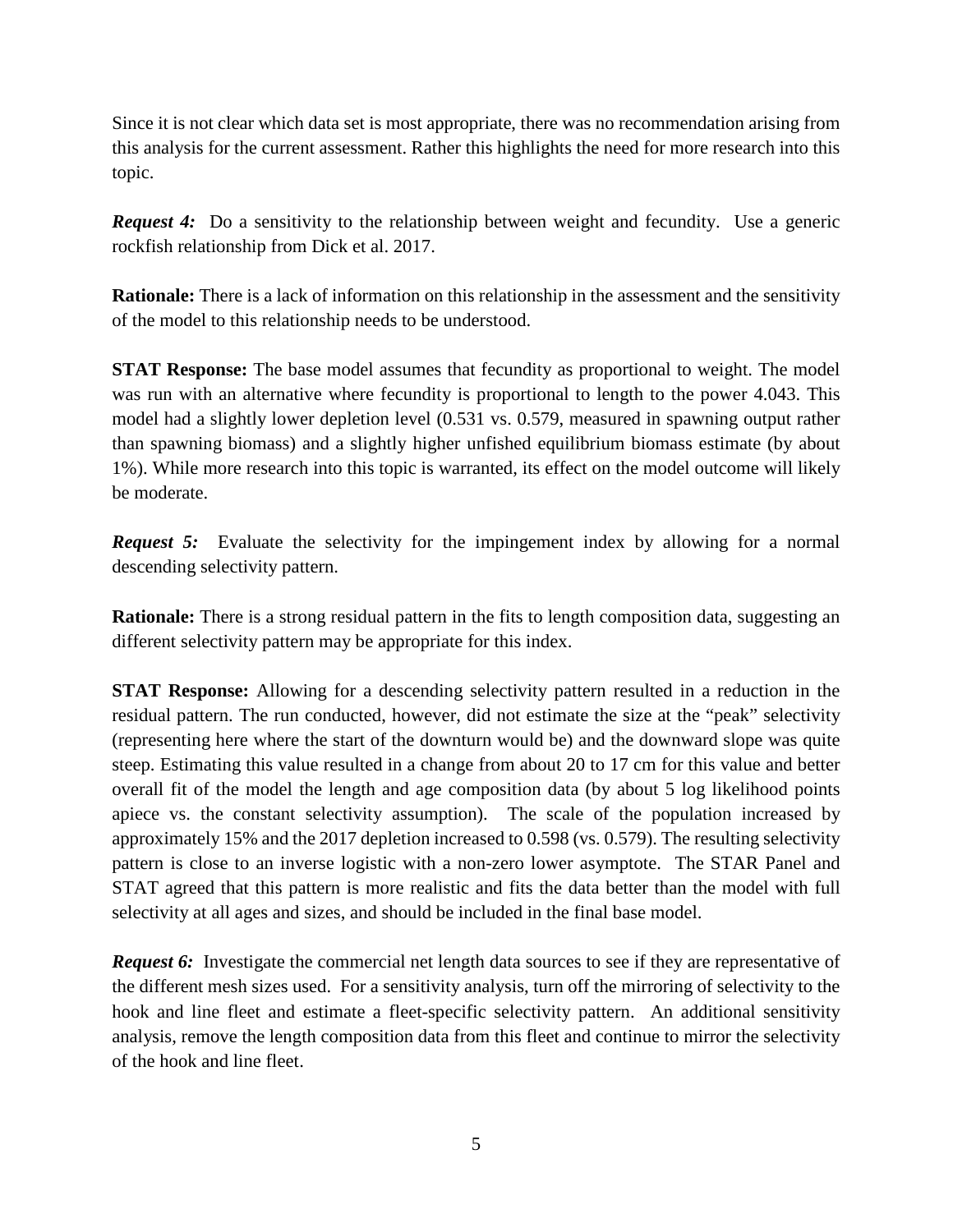Since it is not clear which data set is most appropriate, there was no recommendation arising from this analysis for the current assessment. Rather this highlights the need for more research into this topic.

***Request 4:*** Do a sensitivity to the relationship between weight and fecundity. Use a generic rockfish relationship from Dick et al. 2017.

**Rationale:** There is a lack of information on this relationship in the assessment and the sensitivity of the model to this relationship needs to be understood.

**STAT Response:** The base model assumes that fecundity as proportional to weight. The model was run with an alternative where fecundity is proportional to length to the power 4.043. This model had a slightly lower depletion level (0.531 vs. 0.579, measured in spawning output rather than spawning biomass) and a slightly higher unfished equilibrium biomass estimate (by about 1%). While more research into this topic is warranted, its effect on the model outcome will likely be moderate.

***Request 5:*** Evaluate the selectivity for the impingement index by allowing for a normal descending selectivity pattern.

**Rationale:** There is a strong residual pattern in the fits to length composition data, suggesting an different selectivity pattern may be appropriate for this index.

**STAT Response:** Allowing for a descending selectivity pattern resulted in a reduction in the residual pattern. The run conducted, however, did not estimate the size at the "peak" selectivity (representing here where the start of the downturn would be) and the downward slope was quite steep. Estimating this value resulted in a change from about 20 to 17 cm for this value and better overall fit of the model the length and age composition data (by about 5 log likelihood points apiece vs. the constant selectivity assumption). The scale of the population increased by approximately 15% and the 2017 depletion increased to 0.598 (vs. 0.579). The resulting selectivity pattern is close to an inverse logistic with a non-zero lower asymptote. The STAR Panel and STAT agreed that this pattern is more realistic and fits the data better than the model with full selectivity at all ages and sizes, and should be included in the final base model.

***Request 6:*** Investigate the commercial net length data sources to see if they are representative of the different mesh sizes used. For a sensitivity analysis, turn off the mirroring of selectivity to the hook and line fleet and estimate a fleet-specific selectivity pattern. An additional sensitivity analysis, remove the length composition data from this fleet and continue to mirror the selectivity of the hook and line fleet.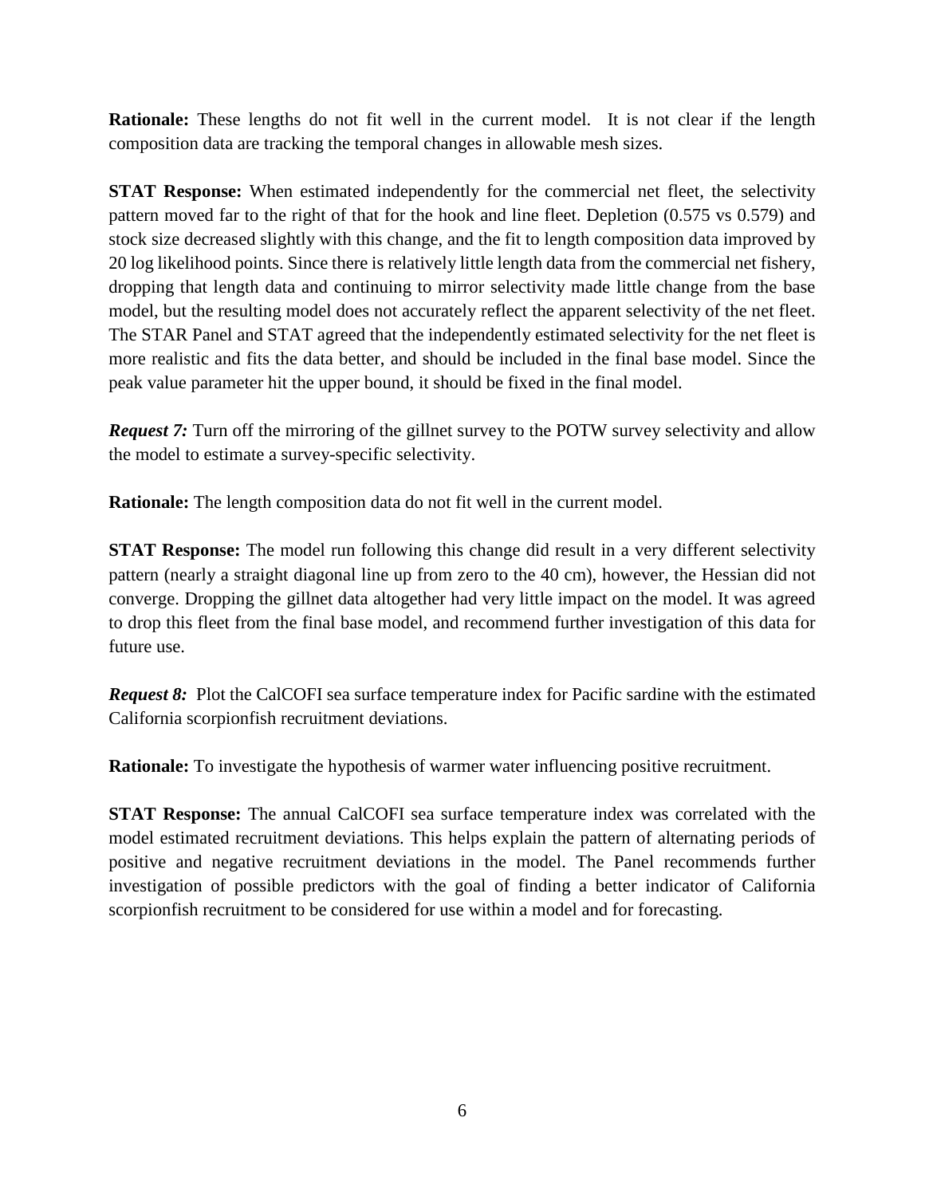**Rationale:** These lengths do not fit well in the current model. It is not clear if the length composition data are tracking the temporal changes in allowable mesh sizes.

**STAT Response:** When estimated independently for the commercial net fleet, the selectivity pattern moved far to the right of that for the hook and line fleet. Depletion (0.575 vs 0.579) and stock size decreased slightly with this change, and the fit to length composition data improved by 20 log likelihood points. Since there is relatively little length data from the commercial net fishery, dropping that length data and continuing to mirror selectivity made little change from the base model, but the resulting model does not accurately reflect the apparent selectivity of the net fleet. The STAR Panel and STAT agreed that the independently estimated selectivity for the net fleet is more realistic and fits the data better, and should be included in the final base model. Since the peak value parameter hit the upper bound, it should be fixed in the final model.

***Request 7:*** Turn off the mirroring of the gillnet survey to the POTW survey selectivity and allow the model to estimate a survey-specific selectivity.

**Rationale:** The length composition data do not fit well in the current model.

**STAT Response:** The model run following this change did result in a very different selectivity pattern (nearly a straight diagonal line up from zero to the 40 cm), however, the Hessian did not converge. Dropping the gillnet data altogether had very little impact on the model. It was agreed to drop this fleet from the final base model, and recommend further investigation of this data for future use.

***Request 8:*** Plot the CalCOFI sea surface temperature index for Pacific sardine with the estimated California scorpionfish recruitment deviations.

**Rationale:** To investigate the hypothesis of warmer water influencing positive recruitment.

**STAT Response:** The annual CalCOFI sea surface temperature index was correlated with the model estimated recruitment deviations. This helps explain the pattern of alternating periods of positive and negative recruitment deviations in the model. The Panel recommends further investigation of possible predictors with the goal of finding a better indicator of California scorpionfish recruitment to be considered for use within a model and for forecasting.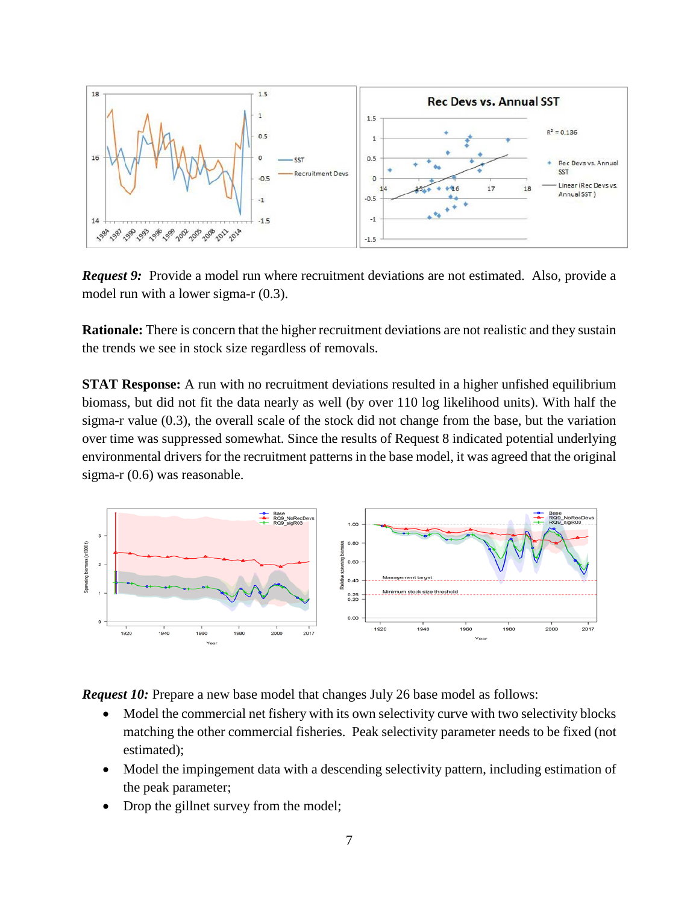***Request 9:*** Provide a model run where recruitment deviations are not estimated. Also, provide a model run with a lower sigma-r (0.3).

**Rationale:** There is concern that the higher recruitment deviations are not realistic and they sustain the trends we see in stock size regardless of removals.

**STAT Response:** A run with no recruitment deviations resulted in a higher unfished equilibrium biomass, but did not fit the data nearly as well (by over 110 log likelihood units). With half the sigma-r value (0.3), the overall scale of the stock did not change from the base, but the variation over time was suppressed somewhat. Since the results of Request 8 indicated potential underlying environmental drivers for the recruitment patterns in the base model, it was agreed that the original sigma-r (0.6) was reasonable.

***Request 10:*** Prepare a new base model that changes July 26 base model as follows:

- Model the commercial net fishery with its own selectivity curve with two selectivity blocks matching the other commercial fisheries. Peak selectivity parameter needs to be fixed (not estimated);
- Model the impingement data with a descending selectivity pattern, including estimation of the peak parameter;
- Drop the gillnet survey from the model;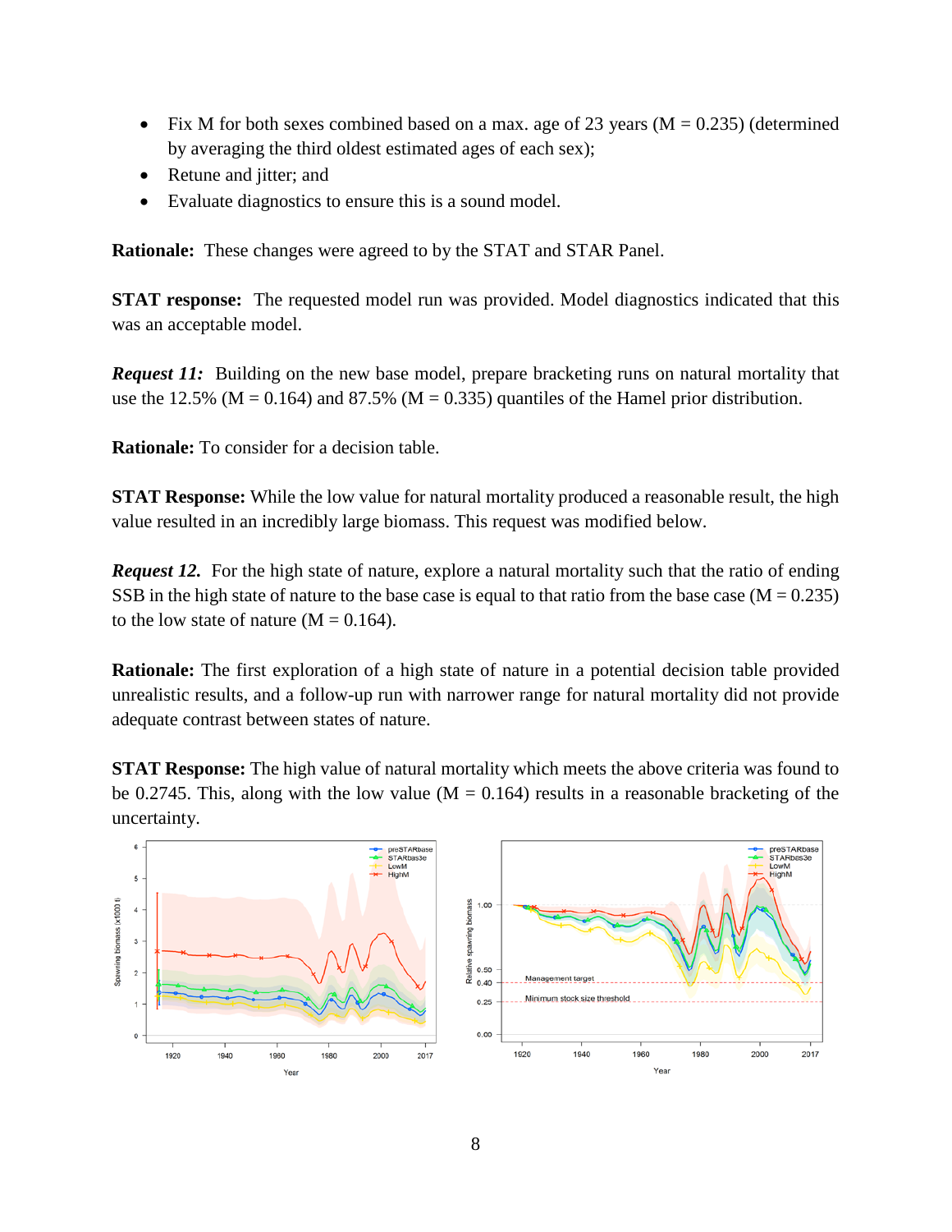- Fix M for both sexes combined based on a max. age of 23 years (M = 0.235) (determined by averaging the third oldest estimated ages of each sex);
- Retune and jitter; and
- Evaluate diagnostics to ensure this is a sound model.

**Rationale:** These changes were agreed to by the STAT and STAR Panel.

**STAT response:** The requested model run was provided. Model diagnostics indicated that this was an acceptable model.

***Request 11:*** Building on the new base model, prepare bracketing runs on natural mortality that use the 12.5% (M = 0.164) and 87.5% (M = 0.335) quantiles of the Hamel prior distribution.

**Rationale:** To consider for a decision table.

**STAT Response:** While the low value for natural mortality produced a reasonable result, the high value resulted in an incredibly large biomass. This request was modified below.

***Request 12.*** For the high state of nature, explore a natural mortality such that the ratio of ending SSB in the high state of nature to the base case is equal to that ratio from the base case (M = 0.235) to the low state of nature (M = 0.164).

**Rationale:** The first exploration of a high state of nature in a potential decision table provided unrealistic results, and a follow-up run with narrower range for natural mortality did not provide adequate contrast between states of nature.

**STAT Response:** The high value of natural mortality which meets the above criteria was found to be 0.2745. This, along with the low value (M = 0.164) results in a reasonable bracketing of the uncertainty.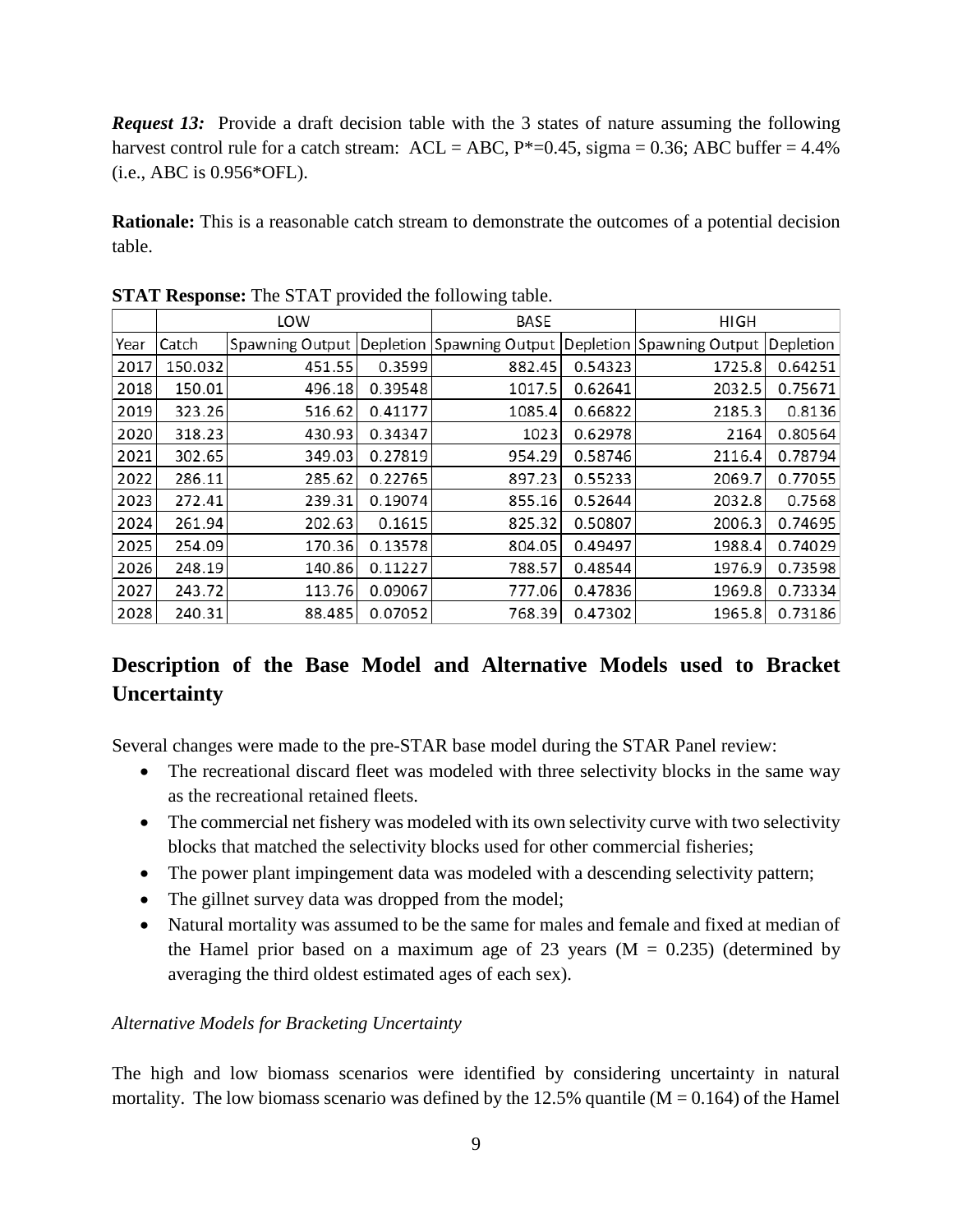***Request 13:*** Provide a draft decision table with the 3 states of nature assuming the following harvest control rule for a catch stream: ACL = ABC, P*=0.45, sigma = 0.36; ABC buffer = 4.4% (i.e., ABC is 0.956*OFL).

**Rationale:** This is a reasonable catch stream to demonstrate the outcomes of a potential decision table.

**STAT Response:** The STAT provided the following table.

| | | LOW | | BASE | | HIGH | |
|---|---|---|---|---|---|---|---|
| Year | Catch | Spawning Output | Depletion | Spawning Output | Depletion | Spawning Output | Depletion |
| 2017 | 150.032 | 451.55 | 0.3599 | 882.45 | 0.54323 | 1725.8 | 0.64251 |
| 2018 | 150.01 | 496.18 | 0.39548 | 1017.5 | 0.62641 | 2032.5 | 0.75671 |
| 2019 | 323.26 | 516.62 | 0.41177 | 1085.4 | 0.66822 | 2185.3 | 0.8136 |
| 2020 | 318.23 | 430.93 | 0.34347 | 1023 | 0.62978 | 2164 | 0.80564 |
| 2021 | 302.65 | 349.03 | 0.27819 | 954.29 | 0.58746 | 2116.4 | 0.78794 |
| 2022 | 286.11 | 285.62 | 0.22765 | 897.23 | 0.55233 | 2069.7 | 0.77055 |
| 2023 | 272.41 | 239.31 | 0.19074 | 855.16 | 0.52644 | 2032.8 | 0.7568 |
| 2024 | 261.94 | 202.63 | 0.1615 | 825.32 | 0.50807 | 2006.3 | 0.74695 |
| 2025 | 254.09 | 170.36 | 0.13578 | 804.05 | 0.49497 | 1988.4 | 0.74029 |
| 2026 | 248.19 | 140.86 | 0.11227 | 788.57 | 0.48544 | 1976.9 | 0.73598 |
| 2027 | 243.72 | 113.76 | 0.09067 | 777.06 | 0.47836 | 1969.8 | 0.73334 |
| 2028 | 240.31 | 88.485 | 0.07052 | 768.39 | 0.47302 | 1965.8 | 0.73186 |

## Description of the Base Model and Alternative Models used to Bracket Uncertainty

Several changes were made to the pre-STAR base model during the STAR Panel review:

- The recreational discard fleet was modeled with three selectivity blocks in the same way as the recreational retained fleets.
- The commercial net fishery was modeled with its own selectivity curve with two selectivity blocks that matched the selectivity blocks used for other commercial fisheries;
- The power plant impingement data was modeled with a descending selectivity pattern;
- The gillnet survey data was dropped from the model;
- Natural mortality was assumed to be the same for males and female and fixed at median of the Hamel prior based on a maximum age of 23 years ($M = 0.235$) (determined by averaging the third oldest estimated ages of each sex).

*Alternative Models for Bracketing Uncertainty*

The high and low biomass scenarios were identified by considering uncertainty in natural mortality. The low biomass scenario was defined by the 12.5% quantile ($M = 0.164$) of the Hamel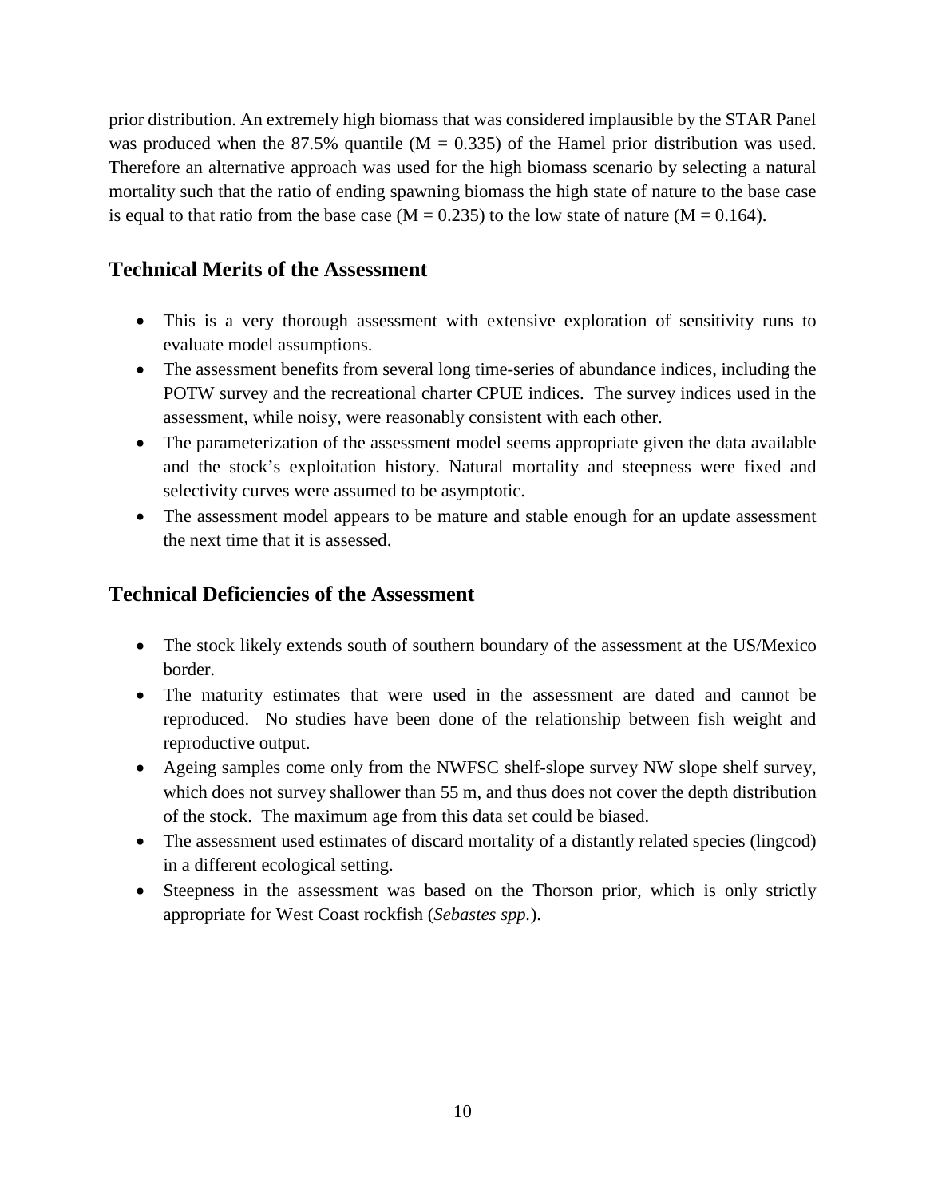prior distribution. An extremely high biomass that was considered implausible by the STAR Panel was produced when the 87.5% quantile ($M = 0.335$) of the Hamel prior distribution was used. Therefore an alternative approach was used for the high biomass scenario by selecting a natural mortality such that the ratio of ending spawning biomass the high state of nature to the base case is equal to that ratio from the base case ($M = 0.235$) to the low state of nature ($M = 0.164$).

## Technical Merits of the Assessment

- This is a very thorough assessment with extensive exploration of sensitivity runs to evaluate model assumptions.
- The assessment benefits from several long time-series of abundance indices, including the POTW survey and the recreational charter CPUE indices. The survey indices used in the assessment, while noisy, were reasonably consistent with each other.
- The parameterization of the assessment model seems appropriate given the data available and the stock's exploitation history. Natural mortality and steepness were fixed and selectivity curves were assumed to be asymptotic.
- The assessment model appears to be mature and stable enough for an update assessment the next time that it is assessed.

## Technical Deficiencies of the Assessment

- The stock likely extends south of southern boundary of the assessment at the US/Mexico border.
- The maturity estimates that were used in the assessment are dated and cannot be reproduced. No studies have been done of the relationship between fish weight and reproductive output.
- Ageing samples come only from the NWFSC shelf-slope survey NW slope shelf survey, which does not survey shallower than 55 m, and thus does not cover the depth distribution of the stock. The maximum age from this data set could be biased.
- The assessment used estimates of discard mortality of a distantly related species (lingcod) in a different ecological setting.
- Steepness in the assessment was based on the Thorson prior, which is only strictly appropriate for West Coast rockfish (*Sebastes spp.*).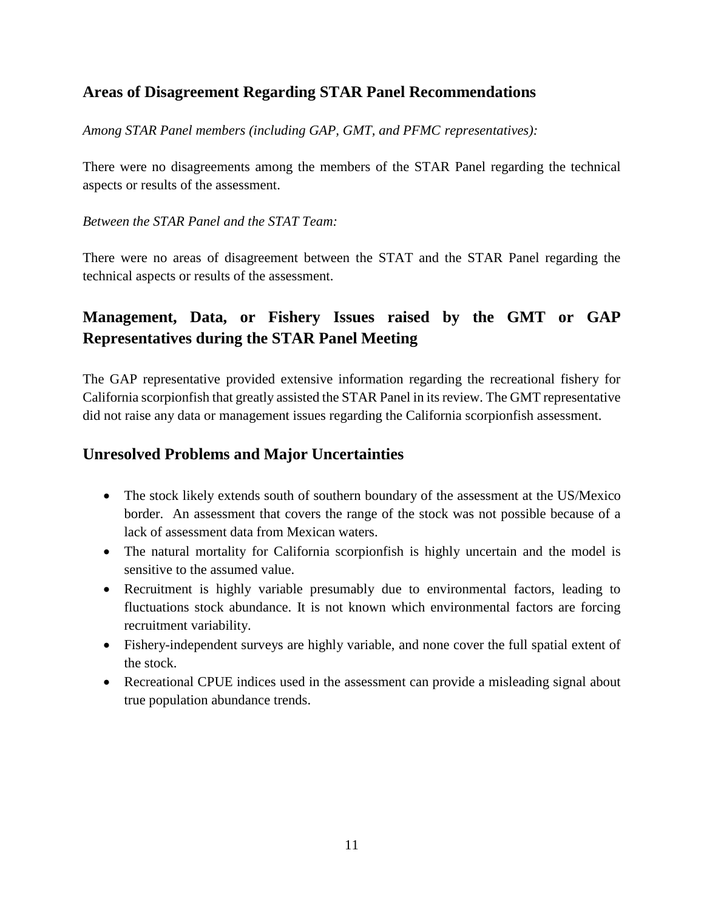## Areas of Disagreement Regarding STAR Panel Recommendations

*Among STAR Panel members (including GAP, GMT, and PFMC representatives):*

There were no disagreements among the members of the STAR Panel regarding the technical aspects or results of the assessment.

*Between the STAR Panel and the STAT Team:*

There were no areas of disagreement between the STAT and the STAR Panel regarding the technical aspects or results of the assessment.

## Management, Data, or Fishery Issues raised by the GMT or GAP Representatives during the STAR Panel Meeting

The GAP representative provided extensive information regarding the recreational fishery for California scorpionfish that greatly assisted the STAR Panel in its review. The GMT representative did not raise any data or management issues regarding the California scorpionfish assessment.

## Unresolved Problems and Major Uncertainties

- The stock likely extends south of southern boundary of the assessment at the US/Mexico border. An assessment that covers the range of the stock was not possible because of a lack of assessment data from Mexican waters.
- The natural mortality for California scorpionfish is highly uncertain and the model is sensitive to the assumed value.
- Recruitment is highly variable presumably due to environmental factors, leading to fluctuations stock abundance. It is not known which environmental factors are forcing recruitment variability.
- Fishery-independent surveys are highly variable, and none cover the full spatial extent of the stock.
- Recreational CPUE indices used in the assessment can provide a misleading signal about true population abundance trends.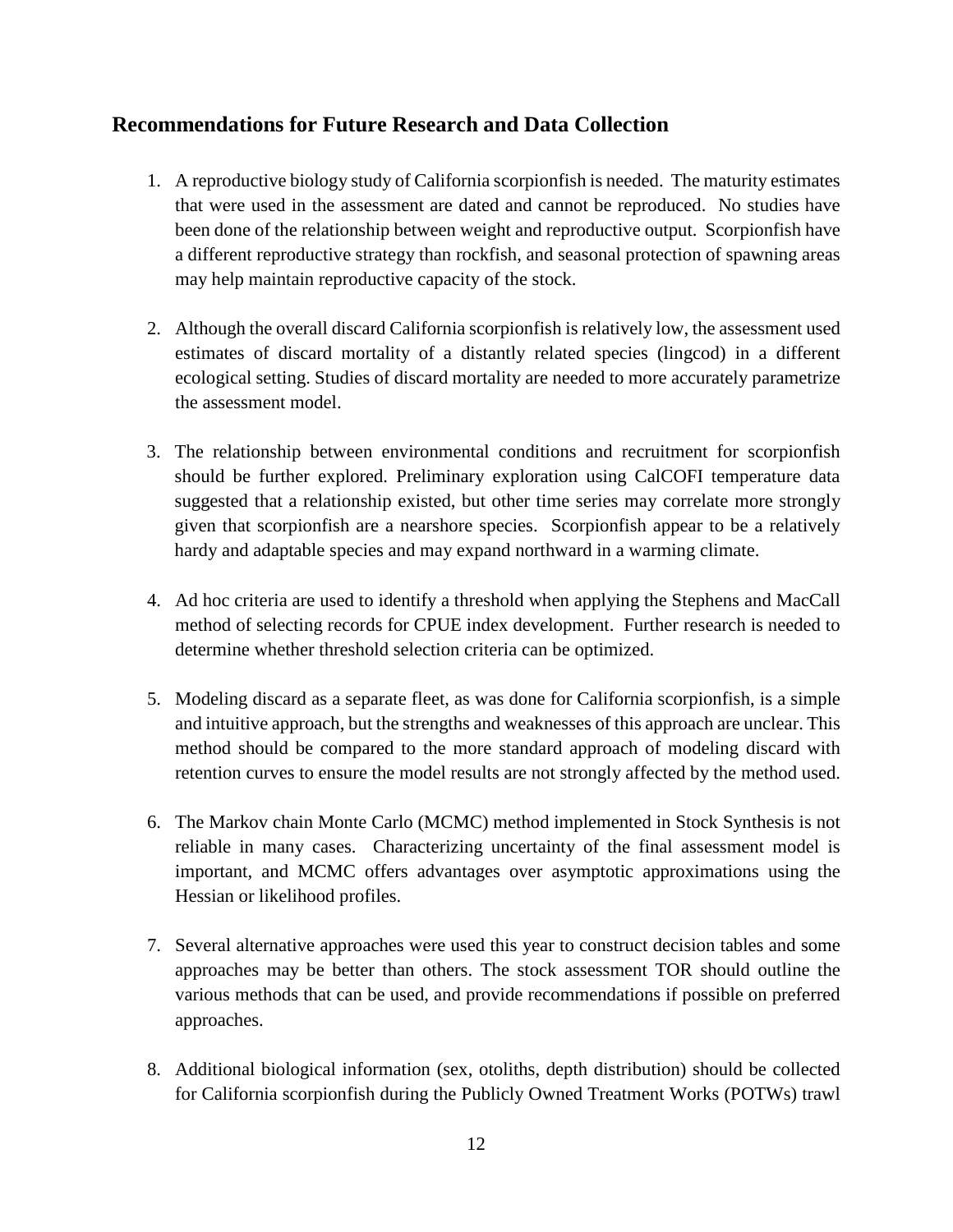## Recommendations for Future Research and Data Collection

1. A reproductive biology study of California scorpionfish is needed. The maturity estimates that were used in the assessment are dated and cannot be reproduced. No studies have been done of the relationship between weight and reproductive output. Scorpionfish have a different reproductive strategy than rockfish, and seasonal protection of spawning areas may help maintain reproductive capacity of the stock.

2. Although the overall discard California scorpionfish is relatively low, the assessment used estimates of discard mortality of a distantly related species (lingcod) in a different ecological setting. Studies of discard mortality are needed to more accurately parametrize the assessment model.

3. The relationship between environmental conditions and recruitment for scorpionfish should be further explored. Preliminary exploration using CalCOFI temperature data suggested that a relationship existed, but other time series may correlate more strongly given that scorpionfish are a nearshore species. Scorpionfish appear to be a relatively hardy and adaptable species and may expand northward in a warming climate.

4. Ad hoc criteria are used to identify a threshold when applying the Stephens and MacCall method of selecting records for CPUE index development. Further research is needed to determine whether threshold selection criteria can be optimized.

5. Modeling discard as a separate fleet, as was done for California scorpionfish, is a simple and intuitive approach, but the strengths and weaknesses of this approach are unclear. This method should be compared to the more standard approach of modeling discard with retention curves to ensure the model results are not strongly affected by the method used.

6. The Markov chain Monte Carlo (MCMC) method implemented in Stock Synthesis is not reliable in many cases. Characterizing uncertainty of the final assessment model is important, and MCMC offers advantages over asymptotic approximations using the Hessian or likelihood profiles.

7. Several alternative approaches were used this year to construct decision tables and some approaches may be better than others. The stock assessment TOR should outline the various methods that can be used, and provide recommendations if possible on preferred approaches.

8. Additional biological information (sex, otoliths, depth distribution) should be collected for California scorpionfish during the Publicly Owned Treatment Works (POTWs) trawl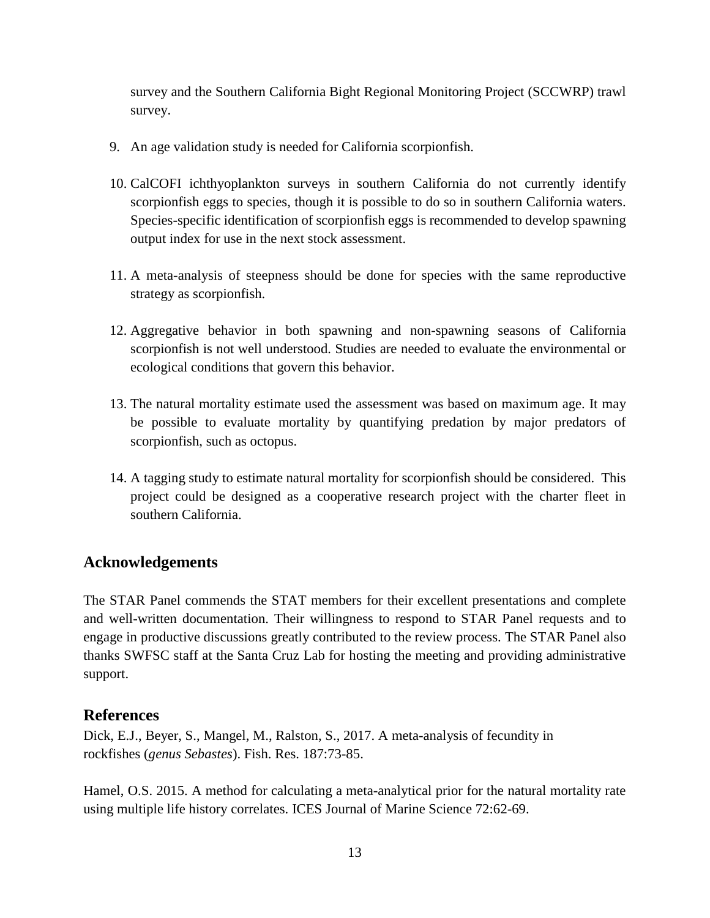survey and the Southern California Bight Regional Monitoring Project (SCCWRP) trawl survey.

9. An age validation study is needed for California scorpionfish.

10. CalCOFI ichthyoplankton surveys in southern California do not currently identify scorpionfish eggs to species, though it is possible to do so in southern California waters. Species-specific identification of scorpionfish eggs is recommended to develop spawning output index for use in the next stock assessment.

11. A meta-analysis of steepness should be done for species with the same reproductive strategy as scorpionfish.

12. Aggregative behavior in both spawning and non-spawning seasons of California scorpionfish is not well understood. Studies are needed to evaluate the environmental or ecological conditions that govern this behavior.

13. The natural mortality estimate used the assessment was based on maximum age. It may be possible to evaluate mortality by quantifying predation by major predators of scorpionfish, such as octopus.

14. A tagging study to estimate natural mortality for scorpionfish should be considered. This project could be designed as a cooperative research project with the charter fleet in southern California.

## Acknowledgements

The STAR Panel commends the STAT members for their excellent presentations and complete and well-written documentation. Their willingness to respond to STAR Panel requests and to engage in productive discussions greatly contributed to the review process. The STAR Panel also thanks SWFSC staff at the Santa Cruz Lab for hosting the meeting and providing administrative support.

## References

Dick, E.J., Beyer, S., Mangel, M., Ralston, S., 2017. A meta-analysis of fecundity in rockfishes (*genus Sebastes*). Fish. Res. 187:73-85.

Hamel, O.S. 2015. A method for calculating a meta-analytical prior for the natural mortality rate using multiple life history correlates. ICES Journal of Marine Science 72:62-69.